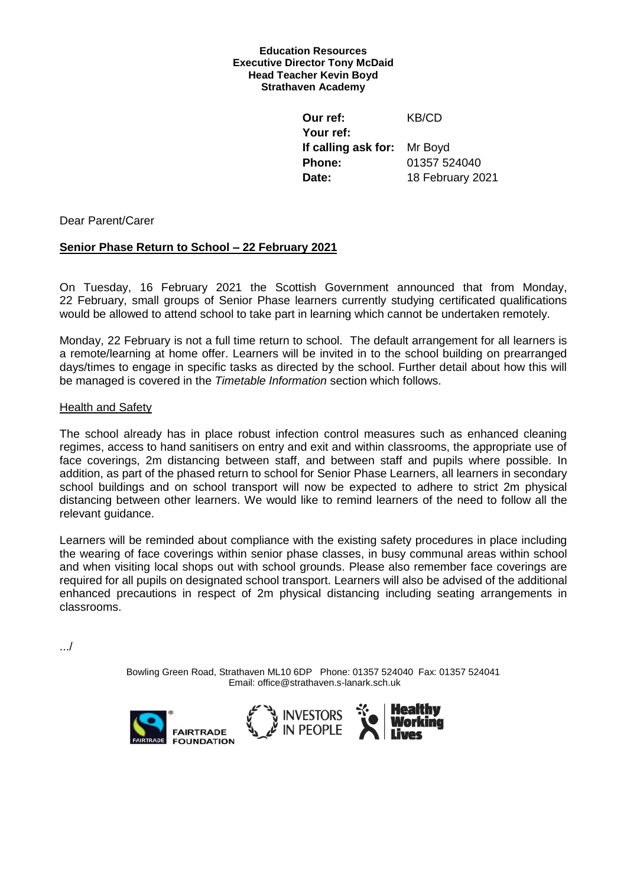**Education Resources**
**Executive Director Tony McDaid**
**Head Teacher Kevin Boyd**
**Strathaven Academy**

| | |
|---|---|
| **Our ref:** | KB/CD |
| **Your ref:** | |
| **If calling ask for:** | Mr Boyd |
| **Phone:** | 01357 524040 |
| **Date:** | 18 February 2021 |

Dear Parent/Carer

**Senior Phase Return to School – 22 February 2021**

On Tuesday, 16 February 2021 the Scottish Government announced that from Monday, 22 February, small groups of Senior Phase learners currently studying certificated qualifications would be allowed to attend school to take part in learning which cannot be undertaken remotely.

Monday, 22 February is not a full time return to school. The default arrangement for all learners is a remote/learning at home offer. Learners will be invited in to the school building on prearranged days/times to engage in specific tasks as directed by the school. Further detail about how this will be managed is covered in the *Timetable Information* section which follows.

Health and Safety

The school already has in place robust infection control measures such as enhanced cleaning regimes, access to hand sanitisers on entry and exit and within classrooms, the appropriate use of face coverings, 2m distancing between staff, and between staff and pupils where possible. In addition, as part of the phased return to school for Senior Phase Learners, all learners in secondary school buildings and on school transport will now be expected to adhere to strict 2m physical distancing between other learners. We would like to remind learners of the need to follow all the relevant guidance.

Learners will be reminded about compliance with the existing safety procedures in place including the wearing of face coverings within senior phase classes, in busy communal areas within school and when visiting local shops out with school grounds. Please also remember face coverings are required for all pupils on designated school transport. Learners will also be advised of the additional enhanced precautions in respect of 2m physical distancing including seating arrangements in classrooms.

.../

Bowling Green Road, Strathaven ML10 6DP Phone: 01357 524040 Fax: 01357 524041
Email: office@strathaven.s-lanark.sch.uk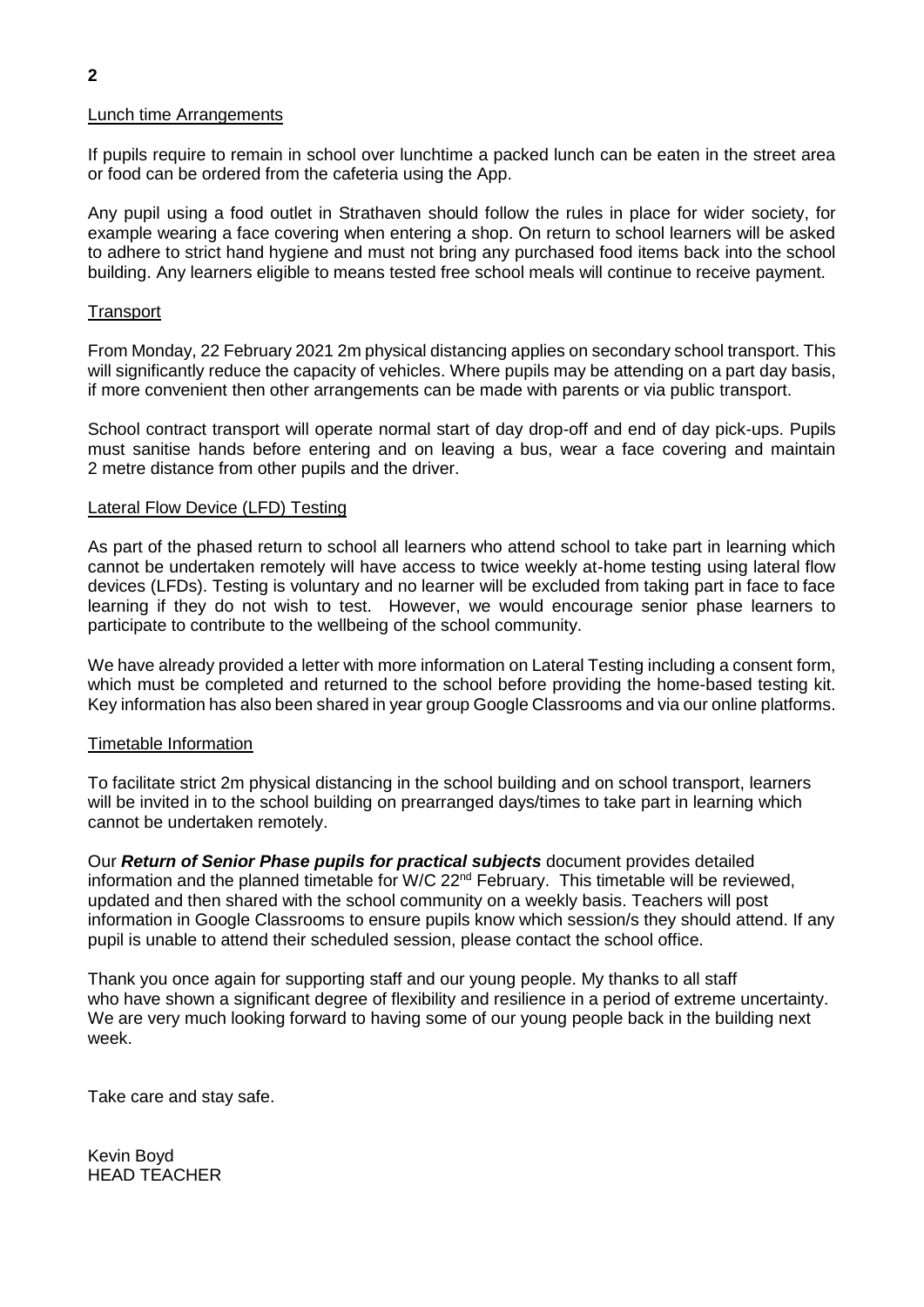## Lunch time Arrangements

If pupils require to remain in school over lunchtime a packed lunch can be eaten in the street area or food can be ordered from the cafeteria using the App.

Any pupil using a food outlet in Strathaven should follow the rules in place for wider society, for example wearing a face covering when entering a shop. On return to school learners will be asked to adhere to strict hand hygiene and must not bring any purchased food items back into the school building. Any learners eligible to means tested free school meals will continue to receive payment.

## Transport

From Monday, 22 February 2021 2m physical distancing applies on secondary school transport. This will significantly reduce the capacity of vehicles. Where pupils may be attending on a part day basis, if more convenient then other arrangements can be made with parents or via public transport.

School contract transport will operate normal start of day drop-off and end of day pick-ups. Pupils must sanitise hands before entering and on leaving a bus, wear a face covering and maintain 2 metre distance from other pupils and the driver.

## Lateral Flow Device (LFD) Testing

As part of the phased return to school all learners who attend school to take part in learning which cannot be undertaken remotely will have access to twice weekly at-home testing using lateral flow devices (LFDs). Testing is voluntary and no learner will be excluded from taking part in face to face learning if they do not wish to test. However, we would encourage senior phase learners to participate to contribute to the wellbeing of the school community.

We have already provided a letter with more information on Lateral Testing including a consent form, which must be completed and returned to the school before providing the home-based testing kit. Key information has also been shared in year group Google Classrooms and via our online platforms.

## Timetable Information

To facilitate strict 2m physical distancing in the school building and on school transport, learners will be invited in to the school building on prearranged days/times to take part in learning which cannot be undertaken remotely.

Our ***Return of Senior Phase pupils for practical subjects*** document provides detailed information and the planned timetable for W/C 22nd February. This timetable will be reviewed, updated and then shared with the school community on a weekly basis. Teachers will post information in Google Classrooms to ensure pupils know which session/s they should attend. If any pupil is unable to attend their scheduled session, please contact the school office.

Thank you once again for supporting staff and our young people. My thanks to all staff who have shown a significant degree of flexibility and resilience in a period of extreme uncertainty. We are very much looking forward to having some of our young people back in the building next week.

Take care and stay safe.

Kevin Boyd
HEAD TEACHER